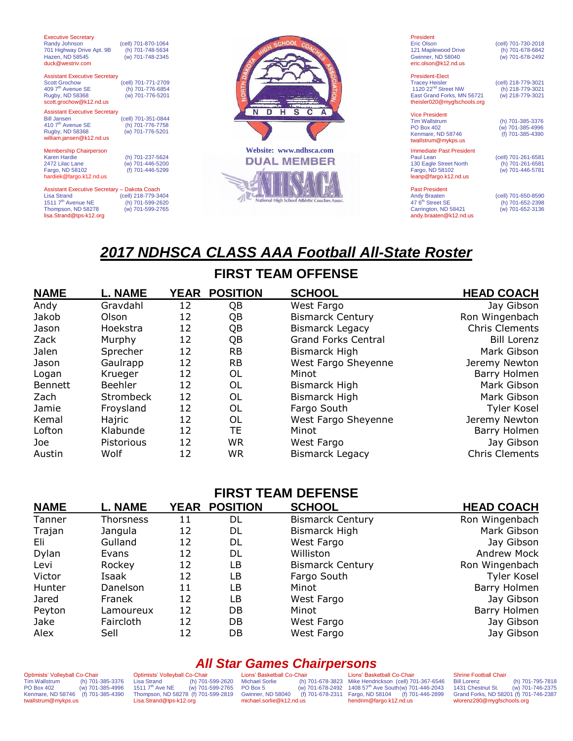Executive Secretary
Randy Johnson (cell) 701-870-1064
701 Highway Drive Apt. 9B (h) 701-748-5634
Hazen, ND 58545 (w) 701-748-2345
duck@westriv.com

Assistant Executive Secretary
Scott Grochow (cell) 701-771-2709
409 7th Avenue SE (h) 701-776-6854
Rugby, ND 58368 (w) 701-776-5201
scott.grochow@k12.nd.us

Assistant Executive Secretary
Bill Jansen (cell) 701-351-0844
410 7th Avenue SE (h) 701-776-7758
Rugby, ND 58368 (w) 701-776-5201
william.jansen@k12.nd.us

Membership Chairperson
Karen Hardie (h) 701-237-5624
2472 Lilac Lane (w) 701-446-5200
Fargo, ND 58102 (f) 701-446-5299
hardiek@fargo.k12.nd.us

Assistant Executive Secretary – Dakota Coach
Lisa Strand (cell) 218-779-3404
1511 7th Avenue NE (h) 701-599-2620
Thompson, ND 58278 (w) 701-599-2765
lisa.Strand@tps-k12.org

NORTH DAKOTA HIGH SCHOOL COACHES ASSOCIATION
N D H S C A

Website: www.ndhsca.com

DUAL MEMBER

NHSACA National High School Athletic Coaches Assoc.

President
Eric Olson (cell) 701-730-2018
121 Maplewood Drive (h) 701-678-6842
Gwinner, ND 58040 (w) 701-678-2492
eric.olson@k12.nd.us

President-Elect
Tracey Heisler (cell) 218-779-3021
1120 22nd Street NW (h) 218-779-3021
East Grand Forks, MN 56721 (w) 218-779-3021
theisler020@mygfschools.org

Vice President
Tim Wallstrum (h) 701-385-3376
PO Box 402 (w) 701-385-4996
Kenmare, ND 58746 (f) 701-385-4390
twallstrum@mykps.us

Immediate Past President
Paul Lean (cell) 701-261-6581
130 Eagle Street North (h) 701-261-6581
Fargo, ND 58102 (w) 701-446-5781
leanp@fargo.k12.nd.us

Past President
Andy Braaten (cell) 701-650-8590
47 6th Street SE (h) 701-652-2398
Carrington, ND 58421 (w) 701-652-3136
andy.braaten@k12.nd.us

# *2017 NDHSCA CLASS AAA Football All-State Roster*

## FIRST TEAM OFFENSE

| NAME | L. NAME | YEAR | POSITION | SCHOOL | HEAD COACH |
|---|---|---|---|---|---|
| Andy | Gravdahl | 12 | QB | West Fargo | Jay Gibson |
| Jakob | Olson | 12 | QB | Bismarck Century | Ron Wingenbach |
| Jason | Hoekstra | 12 | QB | Bismarck Legacy | Chris Clements |
| Zack | Murphy | 12 | QB | Grand Forks Central | Bill Lorenz |
| Jalen | Sprecher | 12 | RB | Bismarck High | Mark Gibson |
| Jason | Gaulrapp | 12 | RB | West Fargo Sheyenne | Jeremy Newton |
| Logan | Krueger | 12 | OL | Minot | Barry Holmen |
| Bennett | Beehler | 12 | OL | Bismarck High | Mark Gibson |
| Zach | Strombeck | 12 | OL | Bismarck High | Mark Gibson |
| Jamie | Froysland | 12 | OL | Fargo South | Tyler Kosel |
| Kemal | Hajric | 12 | OL | West Fargo Sheyenne | Jeremy Newton |
| Lofton | Klabunde | 12 | TE | Minot | Barry Holmen |
| Joe | Pistorious | 12 | WR | West Fargo | Jay Gibson |
| Austin | Wolf | 12 | WR | Bismarck Legacy | Chris Clements |

## FIRST TEAM DEFENSE

| NAME | L. NAME | YEAR | POSITION | SCHOOL | HEAD COACH |
|---|---|---|---|---|---|
| Tanner | Thorsness | 11 | DL | Bismarck Century | Ron Wingenbach |
| Trajan | Jangula | 12 | DL | Bismarck High | Mark Gibson |
| Eli | Gulland | 12 | DL | West Fargo | Jay Gibson |
| Dylan | Evans | 12 | DL | Williston | Andrew Mock |
| Levi | Rockey | 12 | LB | Bismarck Century | Ron Wingenbach |
| Victor | Isaak | 12 | LB | Fargo South | Tyler Kosel |
| Hunter | Danelson | 11 | LB | Minot | Barry Holmen |
| Jared | Franek | 12 | LB | West Fargo | Jay Gibson |
| Peyton | Lamoureux | 12 | DB | Minot | Barry Holmen |
| Jake | Faircloth | 12 | DB | West Fargo | Jay Gibson |
| Alex | Sell | 12 | DB | West Fargo | Jay Gibson |

## *All Star Games Chairpersons*

Optimists' Volleyball Co-Chair
Tim Wallstrum (h) 701-385-3376
PO Box 402 (w) 701-385-4996
Kenmare, ND 58746 (f) 701-385-4390
twallstrum@mykps.us

Optimists' Volleyball Co-Chair
Lisa Strand (h) 701-599-2620
1511 7th Ave NE (w) 701-599-2765
Thompson, ND 58278 (f) 701-599-2819
Lisa.Strand@tps-k12.org

Lions' Basketball Co-Chair
Michael Sorlie (h) 701-678-3823
PO Box 5 (w) 701-678-2492
Gwinner, ND 58040 (f) 701-678-2311
michael.sorlie@k12.nd.us

Lions' Basketball Co-Chair
Mike Hendrickson (cell) 701-367-6546
1408 57th Ave South (w) 701-446-2043
Fargo, ND 58104 (f) 701-446-2899
hendrim@fargo.k12.nd.us

Shrine Football Chair
Bill Lorenz (h) 701-795-7818
1431 Chestnut St. (w) 701-746-2375
Grand Forks, ND 58201 (f) 701-746-2387
wlorenz280@mygfschools.org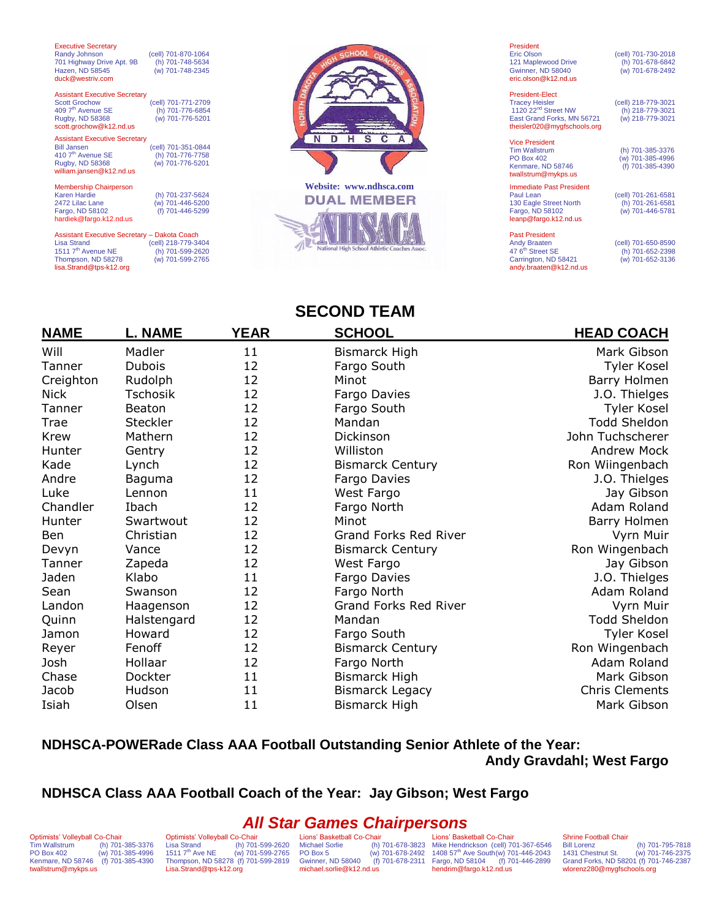Executive Secretary
Randy Johnson (cell) 701-870-1064
701 Highway Drive Apt. 9B (h) 701-748-5634
Hazen, ND 58545 (w) 701-748-2345
duck@westriv.com

Assistant Executive Secretary
Scott Grochow (cell) 701-771-2709
409 7th Avenue SE (h) 701-776-6854
Rugby, ND 58368 (w) 701-776-5201
scott.grochow@k12.nd.us

Assistant Executive Secretary
Bill Jansen (cell) 701-351-0844
410 7th Avenue SE (h) 701-776-7758
Rugby, ND 58368 (w) 701-776-5201
william.jansen@k12.nd.us

Membership Chairperson
Karen Hardie (h) 701-237-5624
2472 Lilac Lane (w) 701-446-5200
Fargo, ND 58102 (f) 701-446-5299
hardiek@fargo.k12.nd.us

Assistant Executive Secretary – Dakota Coach
Lisa Strand (cell) 218-779-3404
1511 7th Avenue NE (h) 701-599-2620
Thompson, ND 58278 (w) 701-599-2765
lisa.Strand@tps-k12.org

Website: www.ndhsca.com

DUAL MEMBER

President
Eric Olson (cell) 701-730-2018
121 Maplewood Drive (h) 701-678-6842
Gwinner, ND 58040 (w) 701-678-2492
eric.olson@k12.nd.us

President-Elect
Tracey Heisler (cell) 218-779-3021
1120 22nd Street NW (h) 218-779-3021
East Grand Forks, MN 56721 (w) 218-779-3021
theisler020@mygfschools.org

Vice President
Tim Wallstrum (h) 701-385-3376
PO Box 402 (w) 701-385-4996
Kenmare, ND 58746 (f) 701-385-4390
twallstrum@mykps.us

Immediate Past President
Paul Lean (cell) 701-261-6581
130 Eagle Street North (h) 701-261-6581
Fargo, ND 58102 (w) 701-446-5781
leanp@fargo.k12.nd.us

Past President
Andy Braaten (cell) 701-650-8590
47 6th Street SE (h) 701-652-2398
Carrington, ND 58421 (w) 701-652-3136
andy.braaten@k12.nd.us

## SECOND TEAM

| NAME | L. NAME | YEAR | SCHOOL | HEAD COACH |
|---|---|---|---|---|
| Will | Madler | 11 | Bismarck High | Mark Gibson |
| Tanner | Dubois | 12 | Fargo South | Tyler Kosel |
| Creighton | Rudolph | 12 | Minot | Barry Holmen |
| Nick | Tschosik | 12 | Fargo Davies | J.O. Thielges |
| Tanner | Beaton | 12 | Fargo South | Tyler Kosel |
| Trae | Steckler | 12 | Mandan | Todd Sheldon |
| Krew | Mathern | 12 | Dickinson | John Tuchscherer |
| Hunter | Gentry | 12 | Williston | Andrew Mock |
| Kade | Lynch | 12 | Bismarck Century | Ron Wiingenbach |
| Andre | Baguma | 12 | Fargo Davies | J.O. Thielges |
| Luke | Lennon | 11 | West Fargo | Jay Gibson |
| Chandler | Ibach | 12 | Fargo North | Adam Roland |
| Hunter | Swartwout | 12 | Minot | Barry Holmen |
| Ben | Christian | 12 | Grand Forks Red River | Vyrn Muir |
| Devyn | Vance | 12 | Bismarck Century | Ron Wingenbach |
| Tanner | Zapeda | 12 | West Fargo | Jay Gibson |
| Jaden | Klabo | 11 | Fargo Davies | J.O. Thielges |
| Sean | Swanson | 12 | Fargo North | Adam Roland |
| Landon | Haagenson | 12 | Grand Forks Red River | Vyrn Muir |
| Quinn | Halstengard | 12 | Mandan | Todd Sheldon |
| Jamon | Howard | 12 | Fargo South | Tyler Kosel |
| Reyer | Fenoff | 12 | Bismarck Century | Ron Wingenbach |
| Josh | Hollaar | 12 | Fargo North | Adam Roland |
| Chase | Dockter | 11 | Bismarck High | Mark Gibson |
| Jacob | Hudson | 11 | Bismarck Legacy | Chris Clements |
| Isiah | Olsen | 11 | Bismarck High | Mark Gibson |

**NDHSCA-POWERade Class AAA Football Outstanding Senior Athlete of the Year: Andy Gravdahl; West Fargo**

**NDHSCA Class AAA Football Coach of the Year: Jay Gibson; West Fargo**

## *All Star Games Chairpersons*

Optimists' Volleyball Co-Chair
Tim Wallstrum (h) 701-385-3376
PO Box 402 (w) 701-385-4996
Kenmare, ND 58746 (f) 701-385-4390
twallstrum@mykps.us

Optimists' Volleyball Co-Chair
Lisa Strand (h) 701-599-2620
1511 7th Ave NE (w) 701-599-2765
Thompson, ND 58278 (f) 701-599-2819
Lisa.Strand@tps-k12.org

Lions' Basketball Co-Chair
Michael Sorlie (h) 701-678-3823
PO Box 5 (w) 701-678-2492
Gwinner, ND 58040 (f) 701-678-2311
michael.sorlie@k12.nd.us

Lions' Basketball Co-Chair
Mike Hendrickson (cell) 701-367-6546
1408 57th Ave South (w) 701-446-2043
Fargo, ND 58104 (f) 701-446-2899
hendrim@fargo.k12.nd.us

Shrine Football Chair
Bill Lorenz (h) 701-795-7818
1431 Chestnut St. (w) 701-746-2375
Grand Forks, ND 58201 (f) 701-746-2387
wlorenz280@mygfschools.org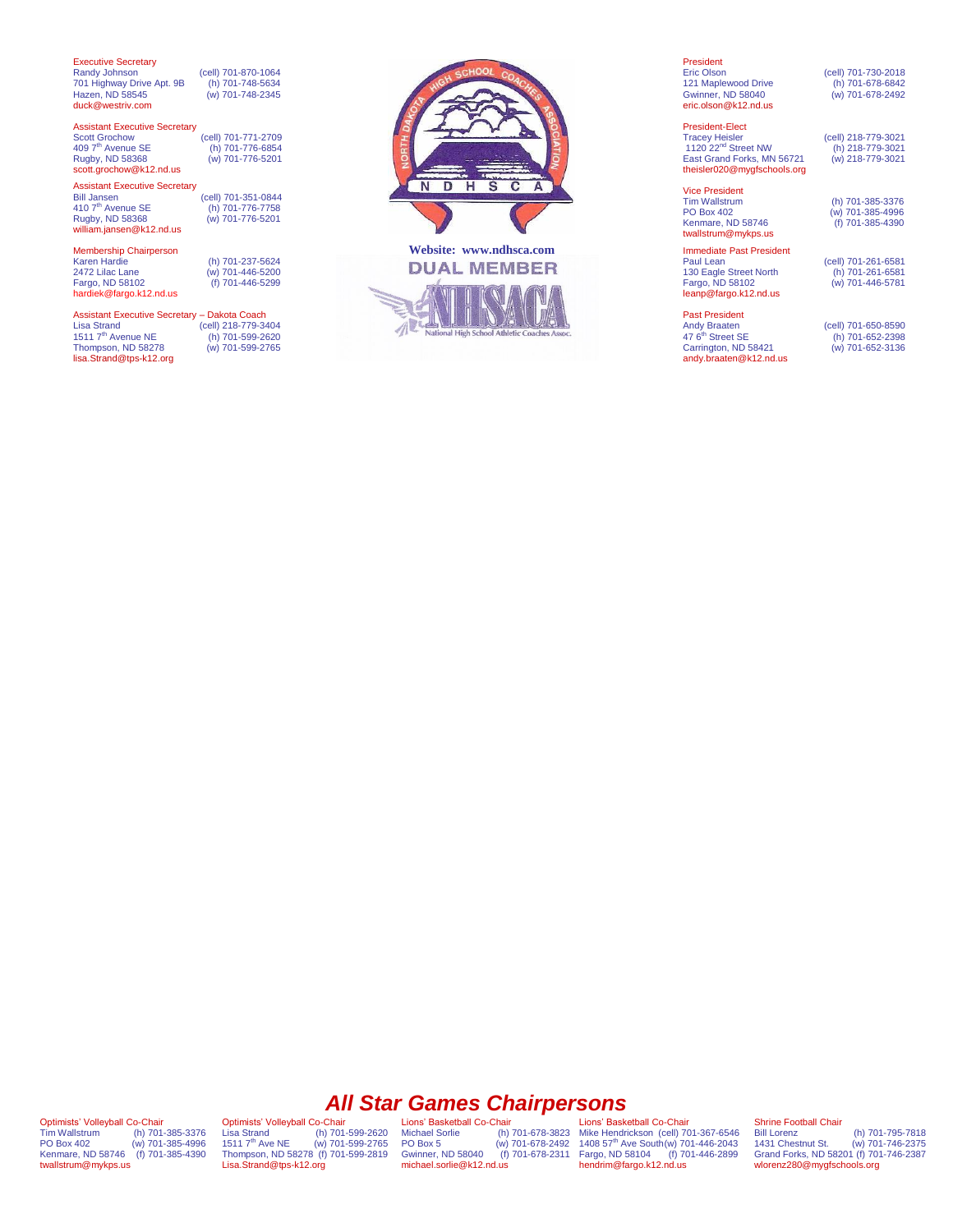Executive Secretary
Randy Johnson (cell) 701-870-1064
701 Highway Drive Apt. 9B (h) 701-748-5634
Hazen, ND 58545 (w) 701-748-2345
duck@westriv.com

Assistant Executive Secretary
Scott Grochow (cell) 701-771-2709
409 7th Avenue SE (h) 701-776-6854
Rugby, ND 58368 (w) 701-776-5201
scott.grochow@k12.nd.us

Assistant Executive Secretary
Bill Jansen (cell) 701-351-0844
410 7th Avenue SE (h) 701-776-7758
Rugby, ND 58368 (w) 701-776-5201
william.jansen@k12.nd.us

Membership Chairperson
Karen Hardie (h) 701-237-5624
2472 Lilac Lane (w) 701-446-5200
Fargo, ND 58102 (f) 701-446-5299
hardiek@fargo.k12.nd.us

Assistant Executive Secretary – Dakota Coach
Lisa Strand (cell) 218-779-3404
1511 7th Avenue NE (h) 701-599-2620
Thompson, ND 58278 (w) 701-599-2765
lisa.Strand@tps-k12.org

NORTH DAKOTA HIGH SCHOOL COACHES ASSOCIATION

N D H S C A

Website: www.ndhsca.com

DUAL MEMBER

NHSACA

National High School Athletic Coaches Assoc.

President
Eric Olson (cell) 701-730-2018
121 Maplewood Drive (h) 701-678-6842
Gwinner, ND 58040 (w) 701-678-2492
eric.olson@k12.nd.us

President-Elect
Tracey Heisler (cell) 218-779-3021
1120 22nd Street NW (h) 218-779-3021
East Grand Forks, MN 56721 (w) 218-779-3021
theisler020@mygfschools.org

Vice President
Tim Wallstrum (h) 701-385-3376
PO Box 402 (w) 701-385-4996
Kenmare, ND 58746 (f) 701-385-4390
twallstrum@mykps.us

Immediate Past President
Paul Lean (cell) 701-261-6581
130 Eagle Street North (h) 701-261-6581
Fargo, ND 58102 (w) 701-446-5781
leanp@fargo.k12.nd.us

Past President
Andy Braaten (cell) 701-650-8590
47 6th Street SE (h) 701-652-2398
Carrington, ND 58421 (w) 701-652-3136
andy.braaten@k12.nd.us

## *All Star Games Chairpersons*

Optimists' Volleyball Co-Chair
Tim Wallstrum (h) 701-385-3376
PO Box 402 (w) 701-385-4996
Kenmare, ND 58746 (f) 701-385-4390
twallstrum@mykps.us

Optimists' Volleyball Co-Chair
Lisa Strand (h) 701-599-2620
1511 7th Ave NE (w) 701-599-2765
Thompson, ND 58278 (f) 701-599-2819
Lisa.Strand@tps-k12.org

Lions' Basketball Co-Chair
Michael Sorlie (h) 701-678-3823
PO Box 5 (w) 701-678-2492
Gwinner, ND 58040 (f) 701-678-2311
michael.sorlie@k12.nd.us

Lions' Basketball Co-Chair
Mike Hendrickson (cell) 701-367-6546
1408 57th Ave South (w) 701-446-2043
Fargo, ND 58104 (f) 701-446-2899
hendrim@fargo.k12.nd.us

Shrine Football Chair
Bill Lorenz (h) 701-795-7818
1431 Chestnut St. (w) 701-746-2375
Grand Forks, ND 58201 (f) 701-746-2387
wlorenz280@mygfschools.org